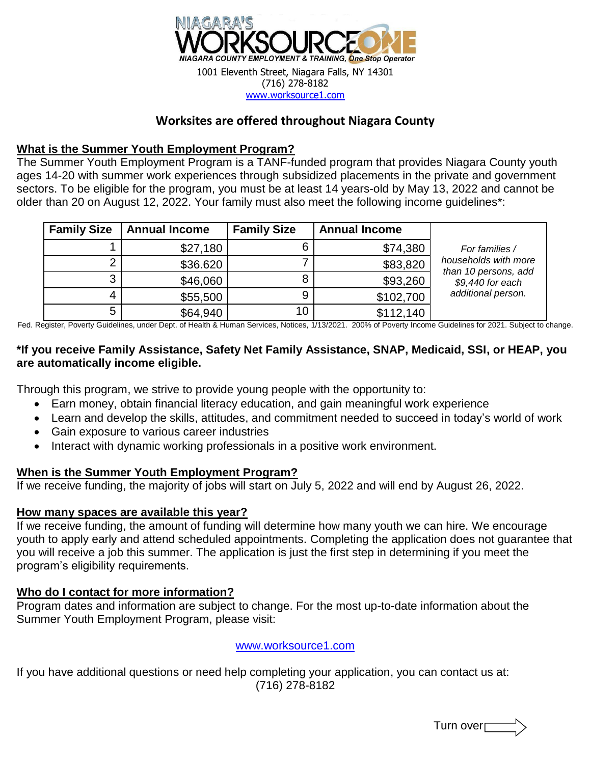NIAGARA'S WORKSOURCE ONE

NIAGARA COUNTY EMPLOYMENT & TRAINING, One Stop Operator

1001 Eleventh Street, Niagara Falls, NY 14301
(716) 278-8182
www.worksource1.com

## Worksites are offered throughout Niagara County

### What is the Summer Youth Employment Program?

The Summer Youth Employment Program is a TANF-funded program that provides Niagara County youth ages 14-20 with summer work experiences through subsidized placements in the private and government sectors. To be eligible for the program, you must be at least 14 years-old by May 13, 2022 and cannot be older than 20 on August 12, 2022. Your family must also meet the following income guidelines*:

| Family Size | Annual Income | Family Size | Annual Income | |
|---|---|---|---|---|
| 1 | $27,180 | 6 | $74,380 | *For families / households with more than 10 persons, add $9,440 for each additional person.* |
| 2 | $36.620 | 7 | $83,820 | |
| 3 | $46,060 | 8 | $93,260 | |
| 4 | $55,500 | 9 | $102,700 | |
| 5 | $64,940 | 10 | $112,140 | |

Fed. Register, Poverty Guidelines, under Dept. of Health & Human Services, Notices, 1/13/2021. 200% of Poverty Income Guidelines for 2021. Subject to change.

**\*If you receive Family Assistance, Safety Net Family Assistance, SNAP, Medicaid, SSI, or HEAP, you are automatically income eligible.**

Through this program, we strive to provide young people with the opportunity to:

- Earn money, obtain financial literacy education, and gain meaningful work experience
- Learn and develop the skills, attitudes, and commitment needed to succeed in today's world of work
- Gain exposure to various career industries
- Interact with dynamic working professionals in a positive work environment.

### When is the Summer Youth Employment Program?

If we receive funding, the majority of jobs will start on July 5, 2022 and will end by August 26, 2022.

### How many spaces are available this year?

If we receive funding, the amount of funding will determine how many youth we can hire. We encourage youth to apply early and attend scheduled appointments. Completing the application does not guarantee that you will receive a job this summer. The application is just the first step in determining if you meet the program's eligibility requirements.

### Who do I contact for more information?

Program dates and information are subject to change. For the most up-to-date information about the Summer Youth Employment Program, please visit:

www.worksource1.com

If you have additional questions or need help completing your application, you can contact us at:
(716) 278-8182

Turn over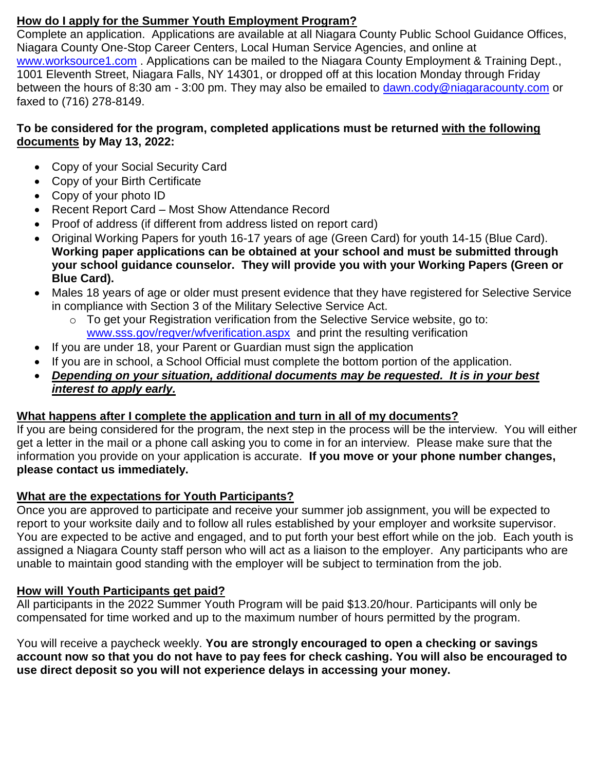**<u>How do I apply for the Summer Youth Employment Program?</u>**

Complete an application. Applications are available at all Niagara County Public School Guidance Offices, Niagara County One-Stop Career Centers, Local Human Service Agencies, and online at [www.worksource1.com](http://www.worksource1.com) . Applications can be mailed to the Niagara County Employment & Training Dept., 1001 Eleventh Street, Niagara Falls, NY 14301, or dropped off at this location Monday through Friday between the hours of 8:30 am - 3:00 pm. They may also be emailed to [dawn.cody@niagaracounty.com](mailto:dawn.cody@niagaracounty.com) or faxed to (716) 278-8149.

**To be considered for the program, completed applications must be returned <u>with the following documents</u> by May 13, 2022:**

- Copy of your Social Security Card
- Copy of your Birth Certificate
- Copy of your photo ID
- Recent Report Card – Most Show Attendance Record
- Proof of address (if different from address listed on report card)
- Original Working Papers for youth 16-17 years of age (Green Card) for youth 14-15 (Blue Card). **Working paper applications can be obtained at your school and must be submitted through your school guidance counselor. They will provide you with your Working Papers (Green or Blue Card).**
- Males 18 years of age or older must present evidence that they have registered for Selective Service in compliance with Section 3 of the Military Selective Service Act.
  - To get your Registration verification from the Selective Service website, go to: [www.sss.gov/regver/wfverification.aspx](http://www.sss.gov/regver/wfverification.aspx) and print the resulting verification
- If you are under 18, your Parent or Guardian must sign the application
- If you are in school, a School Official must complete the bottom portion of the application.
- ***<u>Depending on your situation, additional documents may be requested. It is in your best interest to apply early.</u>***

**<u>What happens after I complete the application and turn in all of my documents?</u>**

If you are being considered for the program, the next step in the process will be the interview. You will either get a letter in the mail or a phone call asking you to come in for an interview. Please make sure that the information you provide on your application is accurate. **If you move or your phone number changes, please contact us immediately.**

**<u>What are the expectations for Youth Participants?</u>**

Once you are approved to participate and receive your summer job assignment, you will be expected to report to your worksite daily and to follow all rules established by your employer and worksite supervisor. You are expected to be active and engaged, and to put forth your best effort while on the job. Each youth is assigned a Niagara County staff person who will act as a liaison to the employer. Any participants who are unable to maintain good standing with the employer will be subject to termination from the job.

**<u>How will Youth Participants get paid?</u>**

All participants in the 2022 Summer Youth Program will be paid $13.20/hour. Participants will only be compensated for time worked and up to the maximum number of hours permitted by the program.

You will receive a paycheck weekly. **You are strongly encouraged to open a checking or savings account now so that you do not have to pay fees for check cashing. You will also be encouraged to use direct deposit so you will not experience delays in accessing your money.**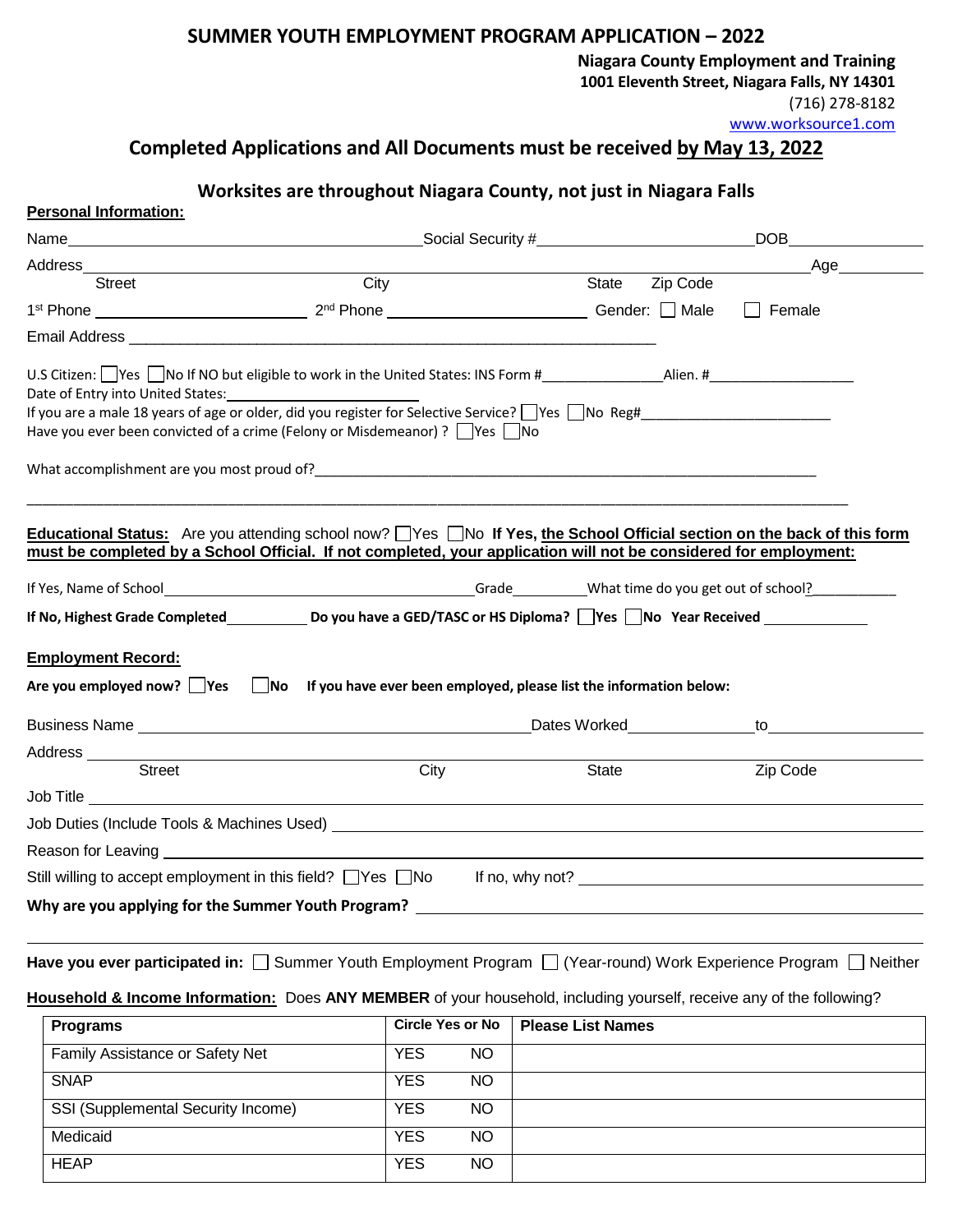# SUMMER YOUTH EMPLOYMENT PROGRAM APPLICATION – 2022

**Niagara County Employment and Training**
**1001 Eleventh Street, Niagara Falls, NY 14301**
(716) 278-8182
www.worksource1.com

## Completed Applications and All Documents must be received by May 13, 2022

### Worksites are throughout Niagara County, not just in Niagara Falls

**Personal Information:**

Name_______________________________ Social Security #____________________ DOB______________

Address_____________________________________________________________________ Age_________
Street                    City                    State    Zip Code

1st Phone ____________________ 2nd Phone ____________________ Gender: ☐ Male ☐ Female

Email Address ______________________________________________________________

U.S Citizen: ☐Yes ☐No If NO but eligible to work in the United States: INS Form #_______________ Alien. #__________________
Date of Entry into United States:_______________________
If you are a male 18 years of age or older, did you register for Selective Service? ☐Yes ☐No Reg#_______________________
Have you ever been convicted of a crime (Felony or Misdemeanor) ? ☐Yes ☐No

What accomplishment are you most proud of?_________________________________________________________________

______________________________________________________________________________________________

**Educational Status:** Are you attending school now? ☐Yes ☐No **If Yes, the School Official section on the back of this form must be completed by a School Official. If not completed, your application will not be considered for employment:**

If Yes, Name of School_________________________________ Grade__________ What time do you get out of school?___________

**If No, Highest Grade Completed__________ Do you have a GED/TASC or HS Diploma? ☐Yes ☐No Year Received ____________**

**Employment Record:**

**Are you employed now? ☐Yes ☐No If you have ever been employed, please list the information below:**

Business Name _____________________________________________ Dates Worked______________ to__________________

Address ____________________________________________________________________________________________
Street                    City                    State                    Zip Code

Job Title ____________________________________________________________________________________________

Job Duties (Include Tools & Machines Used) ________________________________________________________________

Reason for Leaving ___________________________________________________________________________________

Still willing to accept employment in this field? ☐Yes ☐No If no, why not? ______________________________________

**Why are you applying for the Summer Youth Program?** __________________________________________________

______________________________________________________________________________________________

**Have you ever participated in:** ☐ Summer Youth Employment Program ☐ (Year-round) Work Experience Program ☐ Neither

**Household & Income Information:** Does **ANY MEMBER** of your household, including yourself, receive any of the following?

| Programs | Circle Yes or No | | Please List Names |
|---|---|---|---|
| Family Assistance or Safety Net | YES | NO | |
| SNAP | YES | NO | |
| SSI (Supplemental Security Income) | YES | NO | |
| Medicaid | YES | NO | |
| HEAP | YES | NO | |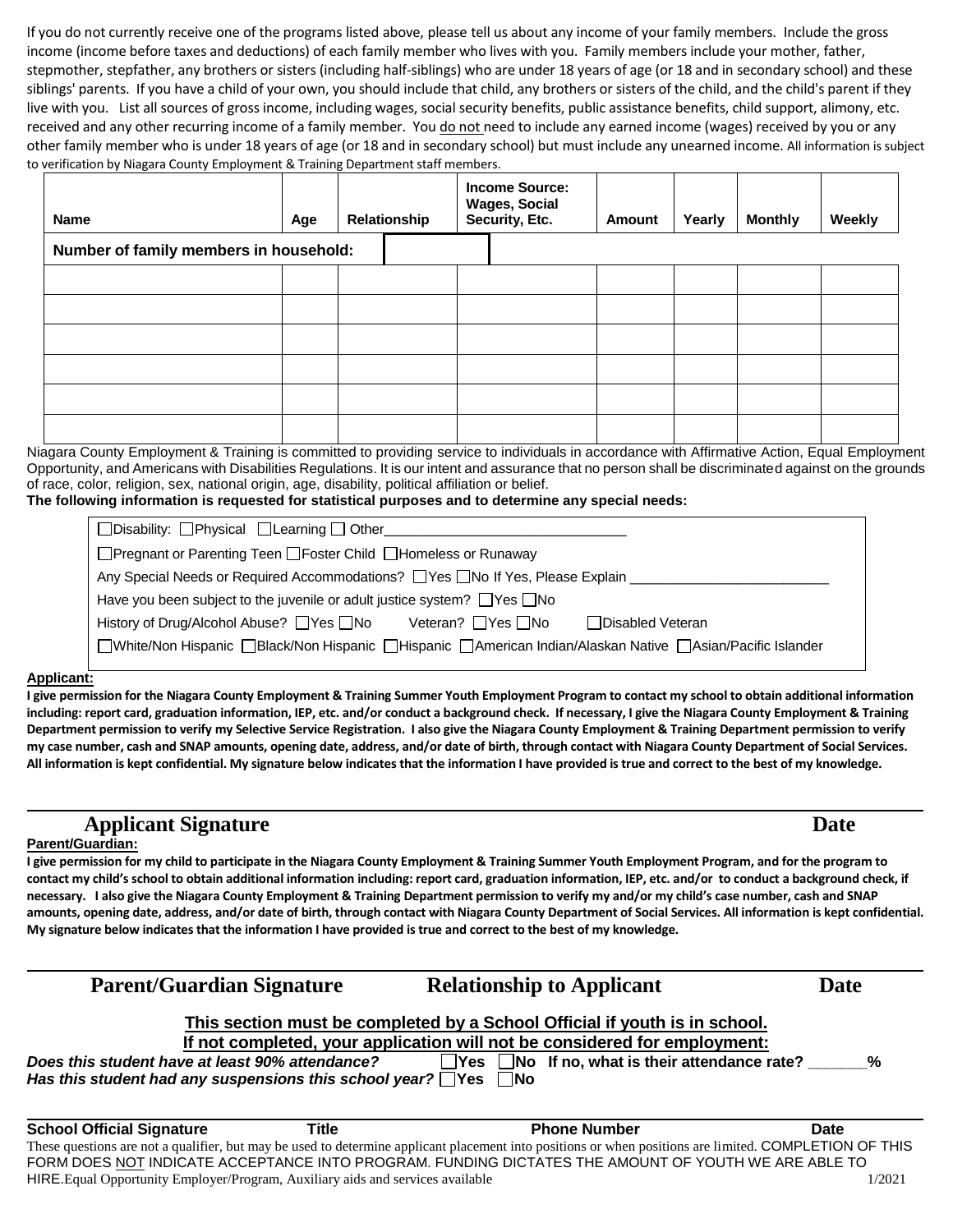If you do not currently receive one of the programs listed above, please tell us about any income of your family members. Include the gross income (income before taxes and deductions) of each family member who lives with you. Family members include your mother, father, stepmother, stepfather, any brothers or sisters (including half-siblings) who are under 18 years of age (or 18 and in secondary school) and these siblings' parents. If you have a child of your own, you should include that child, any brothers or sisters of the child, and the child's parent if they live with you. List all sources of gross income, including wages, social security benefits, public assistance benefits, child support, alimony, etc. received and any other recurring income of a family member. You do not need to include any earned income (wages) received by you or any other family member who is under 18 years of age (or 18 and in secondary school) but must include any unearned income. All information is subject to verification by Niagara County Employment & Training Department staff members.

| Name | Age | Relationship | Income Source: Wages, Social Security, Etc. | Amount | Yearly | Monthly | Weekly |
|---|---|---|---|---|---|---|---|
| **Number of family members in household:** | | | | | | | |
| | | | | | | | |
| | | | | | | | |
| | | | | | | | |
| | | | | | | | |
| | | | | | | | |
| | | | | | | | |

Niagara County Employment & Training is committed to providing service to individuals in accordance with Affirmative Action, Equal Employment Opportunity, and Americans with Disabilities Regulations. It is our intent and assurance that no person shall be discriminated against on the grounds of race, color, religion, sex, national origin, age, disability, political affiliation or belief.

**The following information is requested for statistical purposes and to determine any special needs:**

☐Disability: ☐Physical ☐Learning ☐ Other______________________________

☐Pregnant or Parenting Teen ☐Foster Child ☐Homeless or Runaway

Any Special Needs or Required Accommodations? ☐Yes ☐No If Yes, Please Explain ________________________

Have you been subject to the juvenile or adult justice system? ☐Yes ☐No

History of Drug/Alcohol Abuse? ☐Yes ☐No Veteran? ☐Yes ☐No ☐Disabled Veteran

☐White/Non Hispanic ☐Black/Non Hispanic ☐Hispanic ☐American Indian/Alaskan Native ☐Asian/Pacific Islander

**Applicant:**

**I give permission for the Niagara County Employment & Training Summer Youth Employment Program to contact my school to obtain additional information including: report card, graduation information, IEP, etc. and/or conduct a background check. If necessary, I give the Niagara County Employment & Training Department permission to verify my Selective Service Registration. I also give the Niagara County Employment & Training Department permission to verify my case number, cash and SNAP amounts, opening date, address, and/or date of birth, through contact with Niagara County Department of Social Services. All information is kept confidential. My signature below indicates that the information I have provided is true and correct to the best of my knowledge.**

______________________________________________________________________

**Applicant Signature** **Date**

**Parent/Guardian:**

**I give permission for my child to participate in the Niagara County Employment & Training Summer Youth Employment Program, and for the program to contact my child's school to obtain additional information including: report card, graduation information, IEP, etc. and/or to conduct a background check, if necessary. I also give the Niagara County Employment & Training Department permission to verify my and/or my child's case number, cash and SNAP amounts, opening date, address, and/or date of birth, through contact with Niagara County Department of Social Services. All information is kept confidential. My signature below indicates that the information I have provided is true and correct to the best of my knowledge.**

______________________________________________________________________

**Parent/Guardian Signature** **Relationship to Applicant** **Date**

**This section must be completed by a School Official if youth is in school.**
**If not completed, your application will not be considered for employment:**

***Does this student have at least 90% attendance?*** ☐**Yes** ☐**No If no, what is their attendance rate? \_\_\_\_\_\_%**

***Has this student had any suspensions this school year?*** ☐**Yes** ☐**No**

______________________________________________________________________

**School Official Signature** **Title** **Phone Number** **Date**

These questions are not a qualifier, but may be used to determine applicant placement into positions or when positions are limited. COMPLETION OF THIS FORM DOES NOT INDICATE ACCEPTANCE INTO PROGRAM. FUNDING DICTATES THE AMOUNT OF YOUTH WE ARE ABLE TO HIRE. Equal Opportunity Employer/Program, Auxiliary aids and services available 1/2021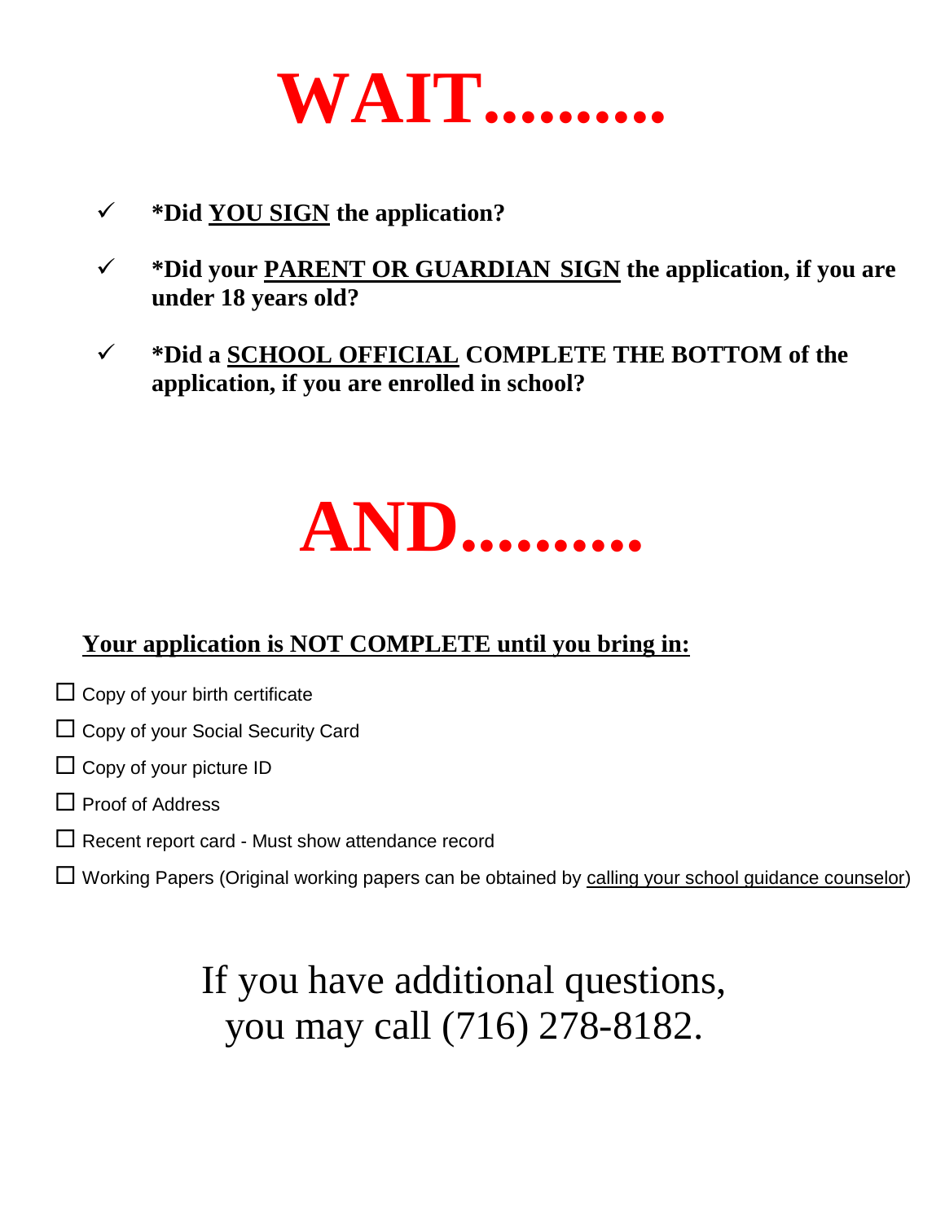# WAIT..........

- ✓ **\*Did <u>YOU SIGN</u> the application?**
- ✓ **\*Did your <u>PARENT OR GUARDIAN SIGN</u> the application, if you are under 18 years old?**
- ✓ **\*Did a <u>SCHOOL OFFICIAL</u> COMPLETE THE BOTTOM of the application, if you are enrolled in school?**

# AND..........

**<u>Your application is NOT COMPLETE until you bring in:</u>**

- ☐ Copy of your birth certificate
- ☐ Copy of your Social Security Card
- ☐ Copy of your picture ID
- ☐ Proof of Address
- ☐ Recent report card - Must show attendance record
- ☐ Working Papers (Original working papers can be obtained by <u>calling your school guidance counselor</u>)

If you have additional questions, you may call (716) 278-8182.